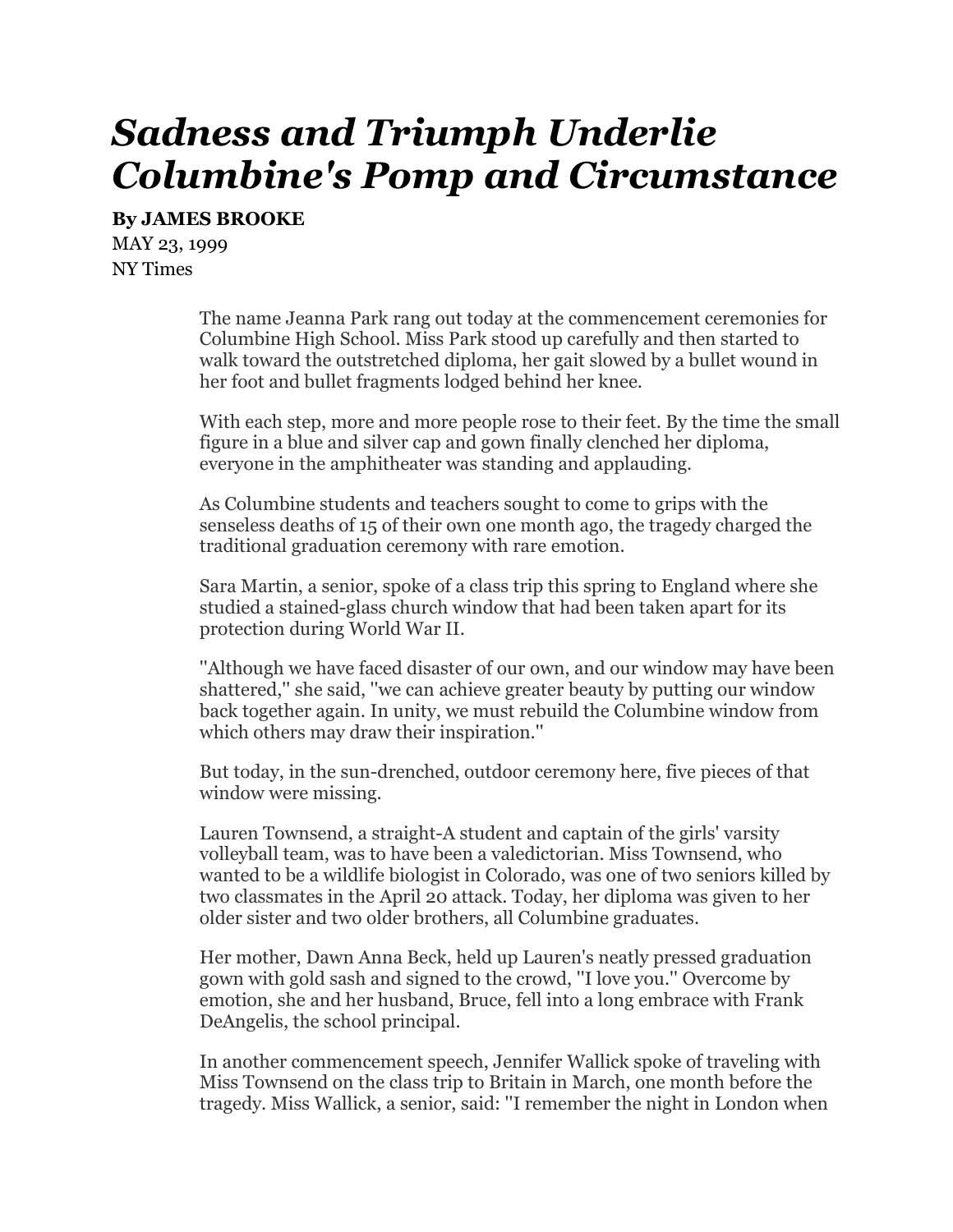# *Sadness and Triumph Underlie Columbine's Pomp and Circumstance*

**By JAMES BROOKE**

MAY 23, 1999

NY Times

The name Jeanna Park rang out today at the commencement ceremonies for Columbine High School. Miss Park stood up carefully and then started to walk toward the outstretched diploma, her gait slowed by a bullet wound in her foot and bullet fragments lodged behind her knee.

With each step, more and more people rose to their feet. By the time the small figure in a blue and silver cap and gown finally clenched her diploma, everyone in the amphitheater was standing and applauding.

As Columbine students and teachers sought to come to grips with the senseless deaths of 15 of their own one month ago, the tragedy charged the traditional graduation ceremony with rare emotion.

Sara Martin, a senior, spoke of a class trip this spring to England where she studied a stained-glass church window that had been taken apart for its protection during World War II.

''Although we have faced disaster of our own, and our window may have been shattered,'' she said, ''we can achieve greater beauty by putting our window back together again. In unity, we must rebuild the Columbine window from which others may draw their inspiration.''

But today, in the sun-drenched, outdoor ceremony here, five pieces of that window were missing.

Lauren Townsend, a straight-A student and captain of the girls' varsity volleyball team, was to have been a valedictorian. Miss Townsend, who wanted to be a wildlife biologist in Colorado, was one of two seniors killed by two classmates in the April 20 attack. Today, her diploma was given to her older sister and two older brothers, all Columbine graduates.

Her mother, Dawn Anna Beck, held up Lauren's neatly pressed graduation gown with gold sash and signed to the crowd, ''I love you.'' Overcome by emotion, she and her husband, Bruce, fell into a long embrace with Frank DeAngelis, the school principal.

In another commencement speech, Jennifer Wallick spoke of traveling with Miss Townsend on the class trip to Britain in March, one month before the tragedy. Miss Wallick, a senior, said: ''I remember the night in London when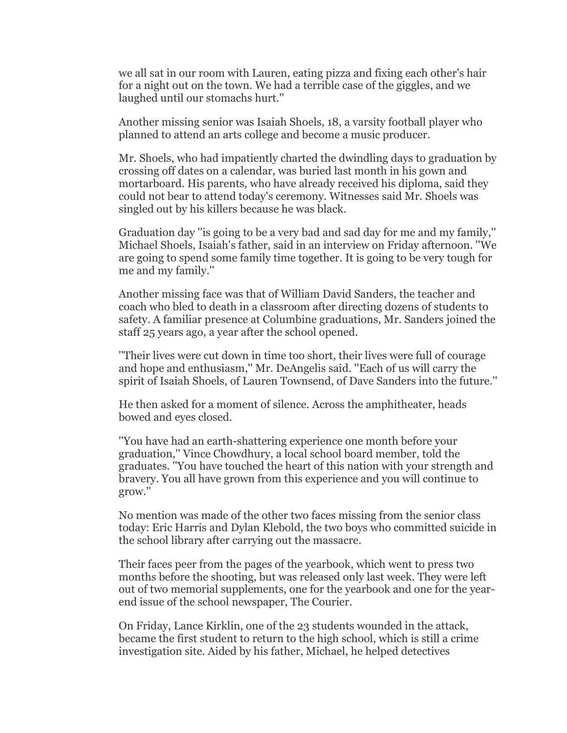we all sat in our room with Lauren, eating pizza and fixing each other's hair for a night out on the town. We had a terrible case of the giggles, and we laughed until our stomachs hurt.''

Another missing senior was Isaiah Shoels, 18, a varsity football player who planned to attend an arts college and become a music producer.

Mr. Shoels, who had impatiently charted the dwindling days to graduation by crossing off dates on a calendar, was buried last month in his gown and mortarboard. His parents, who have already received his diploma, said they could not bear to attend today's ceremony. Witnesses said Mr. Shoels was singled out by his killers because he was black.

Graduation day ''is going to be a very bad and sad day for me and my family,'' Michael Shoels, Isaiah's father, said in an interview on Friday afternoon. ''We are going to spend some family time together. It is going to be very tough for me and my family.''

Another missing face was that of William David Sanders, the teacher and coach who bled to death in a classroom after directing dozens of students to safety. A familiar presence at Columbine graduations, Mr. Sanders joined the staff 25 years ago, a year after the school opened.

''Their lives were cut down in time too short, their lives were full of courage and hope and enthusiasm,'' Mr. DeAngelis said. ''Each of us will carry the spirit of Isaiah Shoels, of Lauren Townsend, of Dave Sanders into the future.''

He then asked for a moment of silence. Across the amphitheater, heads bowed and eyes closed.

''You have had an earth-shattering experience one month before your graduation,'' Vince Chowdhury, a local school board member, told the graduates. ''You have touched the heart of this nation with your strength and bravery. You all have grown from this experience and you will continue to grow.''

No mention was made of the other two faces missing from the senior class today: Eric Harris and Dylan Klebold, the two boys who committed suicide in the school library after carrying out the massacre.

Their faces peer from the pages of the yearbook, which went to press two months before the shooting, but was released only last week. They were left out of two memorial supplements, one for the yearbook and one for the year-end issue of the school newspaper, The Courier.

On Friday, Lance Kirklin, one of the 23 students wounded in the attack, became the first student to return to the high school, which is still a crime investigation site. Aided by his father, Michael, he helped detectives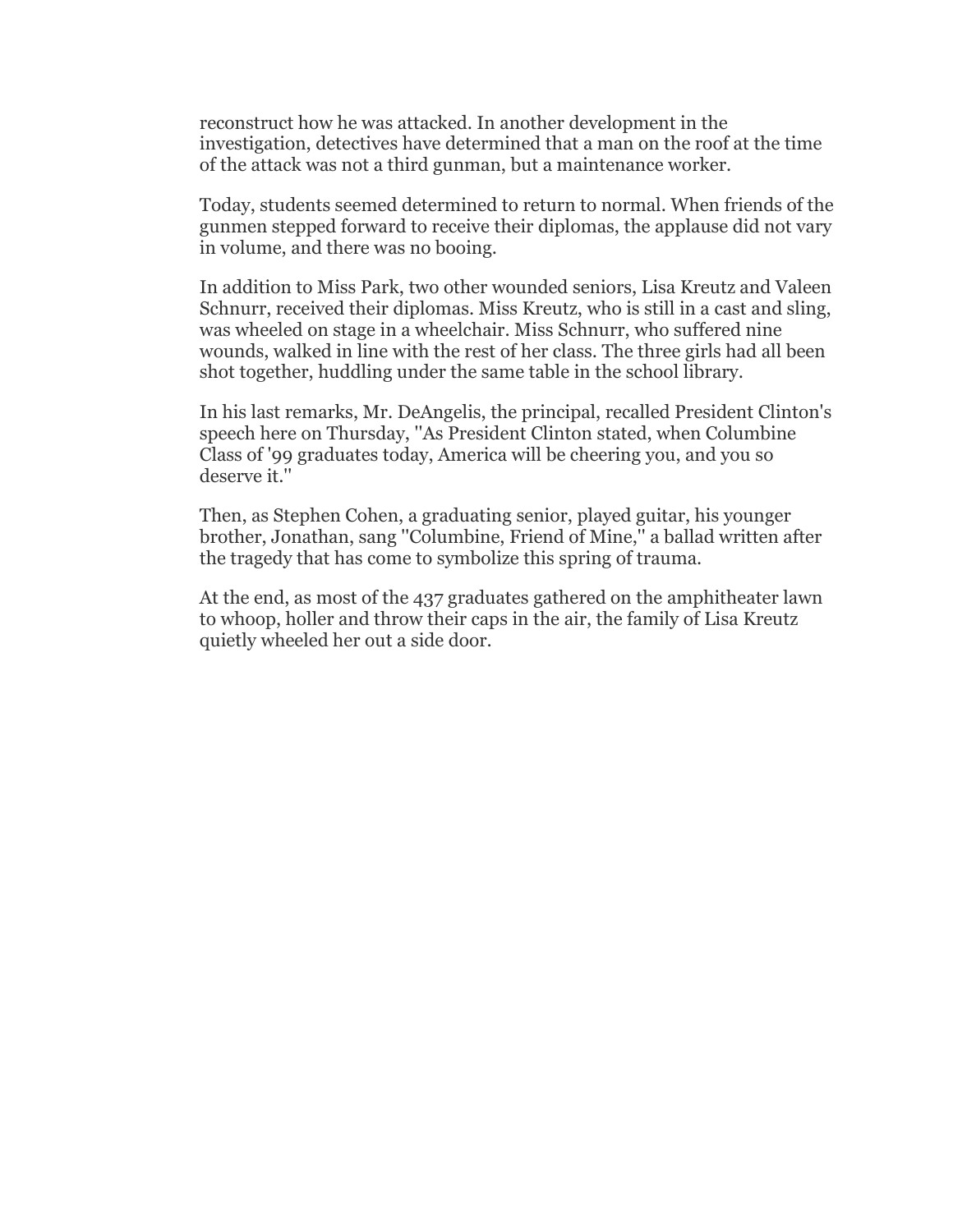reconstruct how he was attacked. In another development in the investigation, detectives have determined that a man on the roof at the time of the attack was not a third gunman, but a maintenance worker.

Today, students seemed determined to return to normal. When friends of the gunmen stepped forward to receive their diplomas, the applause did not vary in volume, and there was no booing.

In addition to Miss Park, two other wounded seniors, Lisa Kreutz and Valeen Schnurr, received their diplomas. Miss Kreutz, who is still in a cast and sling, was wheeled on stage in a wheelchair. Miss Schnurr, who suffered nine wounds, walked in line with the rest of her class. The three girls had all been shot together, huddling under the same table in the school library.

In his last remarks, Mr. DeAngelis, the principal, recalled President Clinton's speech here on Thursday, ''As President Clinton stated, when Columbine Class of '99 graduates today, America will be cheering you, and you so deserve it.''

Then, as Stephen Cohen, a graduating senior, played guitar, his younger brother, Jonathan, sang ''Columbine, Friend of Mine,'' a ballad written after the tragedy that has come to symbolize this spring of trauma.

At the end, as most of the 437 graduates gathered on the amphitheater lawn to whoop, holler and throw their caps in the air, the family of Lisa Kreutz quietly wheeled her out a side door.